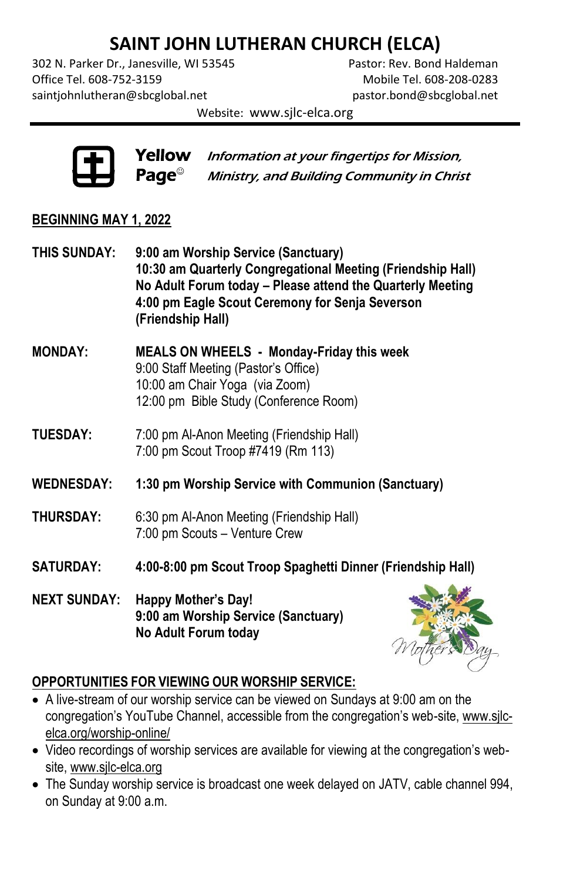# SAINT JOHN LUTHERAN CHURCH (ELCA)

302 N. Parker Dr., Janesville, WI 53545
Office Tel. 608-752-3159
saintjohnlutheran@sbcglobal.net

Pastor: Rev. Bond Haldeman
Mobile Tel. 608-208-0283
pastor.bond@sbcglobal.net

Website: www.sjlc-elca.org

---

**Yellow Page**☺ *Information at your fingertips for Mission, Ministry, and Building Community in Christ*

## BEGINNING MAY 1, 2022

**THIS SUNDAY:**
**9:00 am Worship Service (Sanctuary)**
**10:30 am Quarterly Congregational Meeting (Friendship Hall)**
**No Adult Forum today – Please attend the Quarterly Meeting**
**4:00 pm Eagle Scout Ceremony for Senja Severson (Friendship Hall)**

**MONDAY:**
**MEALS ON WHEELS - Monday-Friday this week**
9:00 Staff Meeting (Pastor's Office)
10:00 am Chair Yoga (via Zoom)
12:00 pm Bible Study (Conference Room)

**TUESDAY:**
7:00 pm Al-Anon Meeting (Friendship Hall)
7:00 pm Scout Troop #7419 (Rm 113)

**WEDNESDAY:**
**1:30 pm Worship Service with Communion (Sanctuary)**

**THURSDAY:**
6:30 pm Al-Anon Meeting (Friendship Hall)
7:00 pm Scouts – Venture Crew

**SATURDAY:**
**4:00-8:00 pm Scout Troop Spaghetti Dinner (Friendship Hall)**

**NEXT SUNDAY:**
**Happy Mother's Day!**
**9:00 am Worship Service (Sanctuary)**
**No Adult Forum today**

## OPPORTUNITIES FOR VIEWING OUR WORSHIP SERVICE:

- A live-stream of our worship service can be viewed on Sundays at 9:00 am on the congregation's YouTube Channel, accessible from the congregation's web-site, www.sjlc-elca.org/worship-online/
- Video recordings of worship services are available for viewing at the congregation's web-site, www.sjlc-elca.org
- The Sunday worship service is broadcast one week delayed on JATV, cable channel 994, on Sunday at 9:00 a.m.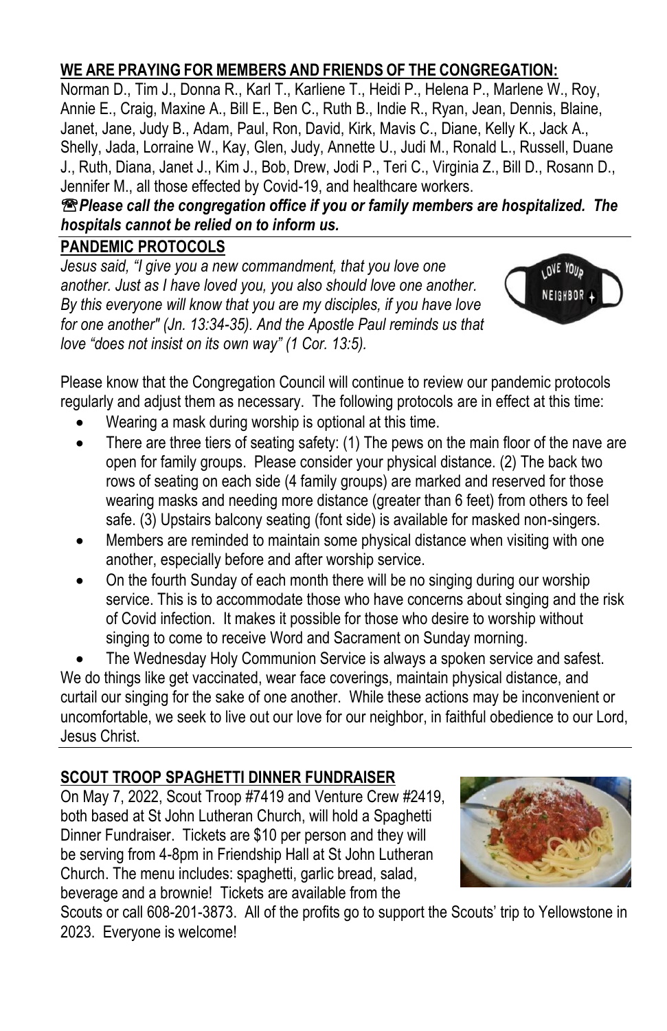**WE ARE PRAYING FOR MEMBERS AND FRIENDS OF THE CONGREGATION:**

Norman D., Tim J., Donna R., Karl T., Karliene T., Heidi P., Helena P., Marlene W., Roy, Annie E., Craig, Maxine A., Bill E., Ben C., Ruth B., Indie R., Ryan, Jean, Dennis, Blaine, Janet, Jane, Judy B., Adam, Paul, Ron, David, Kirk, Mavis C., Diane, Kelly K., Jack A., Shelly, Jada, Lorraine W., Kay, Glen, Judy, Annette U., Judi M., Ronald L., Russell, Duane J., Ruth, Diana, Janet J., Kim J., Bob, Drew, Jodi P., Teri C., Virginia Z., Bill D., Rosann D., Jennifer M., all those effected by Covid-19, and healthcare workers.

☎***Please call the congregation office if you or family members are hospitalized. The hospitals cannot be relied on to inform us.***

**PANDEMIC PROTOCOLS**

*Jesus said, "I give you a new commandment, that you love one another. Just as I have loved you, you also should love one another. By this everyone will know that you are my disciples, if you have love for one another" (Jn. 13:34-35). And the Apostle Paul reminds us that love "does not insist on its own way" (1 Cor. 13:5).*

Please know that the Congregation Council will continue to review our pandemic protocols regularly and adjust them as necessary. The following protocols are in effect at this time:

- Wearing a mask during worship is optional at this time.
- There are three tiers of seating safety: (1) The pews on the main floor of the nave are open for family groups. Please consider your physical distance. (2) The back two rows of seating on each side (4 family groups) are marked and reserved for those wearing masks and needing more distance (greater than 6 feet) from others to feel safe. (3) Upstairs balcony seating (font side) is available for masked non-singers.
- Members are reminded to maintain some physical distance when visiting with one another, especially before and after worship service.
- On the fourth Sunday of each month there will be no singing during our worship service. This is to accommodate those who have concerns about singing and the risk of Covid infection. It makes it possible for those who desire to worship without singing to come to receive Word and Sacrament on Sunday morning.
- The Wednesday Holy Communion Service is always a spoken service and safest.

We do things like get vaccinated, wear face coverings, maintain physical distance, and curtail our singing for the sake of one another. While these actions may be inconvenient or uncomfortable, we seek to live out our love for our neighbor, in faithful obedience to our Lord, Jesus Christ.

**SCOUT TROOP SPAGHETTI DINNER FUNDRAISER**

On May 7, 2022, Scout Troop #7419 and Venture Crew #2419, both based at St John Lutheran Church, will hold a Spaghetti Dinner Fundraiser. Tickets are $10 per person and they will be serving from 4-8pm in Friendship Hall at St John Lutheran Church. The menu includes: spaghetti, garlic bread, salad, beverage and a brownie! Tickets are available from the Scouts or call 608-201-3873. All of the profits go to support the Scouts' trip to Yellowstone in 2023. Everyone is welcome!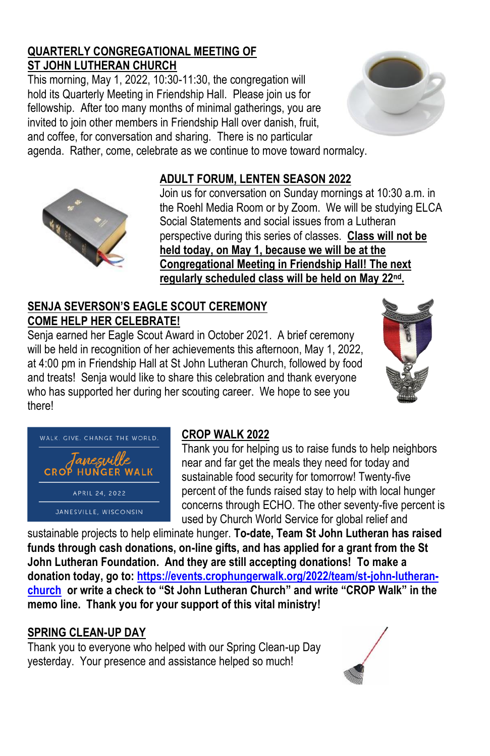## QUARTERLY CONGREGATIONAL MEETING OF ST JOHN LUTHERAN CHURCH

This morning, May 1, 2022, 10:30-11:30, the congregation will hold its Quarterly Meeting in Friendship Hall. Please join us for fellowship. After too many months of minimal gatherings, you are invited to join other members in Friendship Hall over danish, fruit, and coffee, for conversation and sharing. There is no particular agenda. Rather, come, celebrate as we continue to move toward normalcy.

## ADULT FORUM, LENTEN SEASON 2022

Join us for conversation on Sunday mornings at 10:30 a.m. in the Roehl Media Room or by Zoom. We will be studying ELCA Social Statements and social issues from a Lutheran perspective during this series of classes. **Class will not be held today, on May 1, because we will be at the Congregational Meeting in Friendship Hall! The next regularly scheduled class will be held on May 22nd.**

## SENJA SEVERSON'S EAGLE SCOUT CEREMONY COME HELP HER CELEBRATE!

Senja earned her Eagle Scout Award in October 2021. A brief ceremony will be held in recognition of her achievements this afternoon, May 1, 2022, at 4:00 pm in Friendship Hall at St John Lutheran Church, followed by food and treats! Senja would like to share this celebration and thank everyone who has supported her during her scouting career. We hope to see you there!

WALK. GIVE. CHANGE THE WORLD.

Janesville CROP HUNGER WALK

APRIL 24, 2022

JANESVILLE, WISCONSIN

## CROP WALK 2022

Thank you for helping us to raise funds to help neighbors near and far get the meals they need for today and sustainable food security for tomorrow! Twenty-five percent of the funds raised stay to help with local hunger concerns through ECHO. The other seventy-five percent is used by Church World Service for global relief and sustainable projects to help eliminate hunger. **To-date, Team St John Lutheran has raised funds through cash donations, on-line gifts, and has applied for a grant from the St John Lutheran Foundation. And they are still accepting donations! To make a donation today, go to: https://events.crophungerwalk.org/2022/team/st-john-lutheran-church or write a check to "St John Lutheran Church" and write "CROP Walk" in the memo line. Thank you for your support of this vital ministry!**

## SPRING CLEAN-UP DAY

Thank you to everyone who helped with our Spring Clean-up Day yesterday. Your presence and assistance helped so much!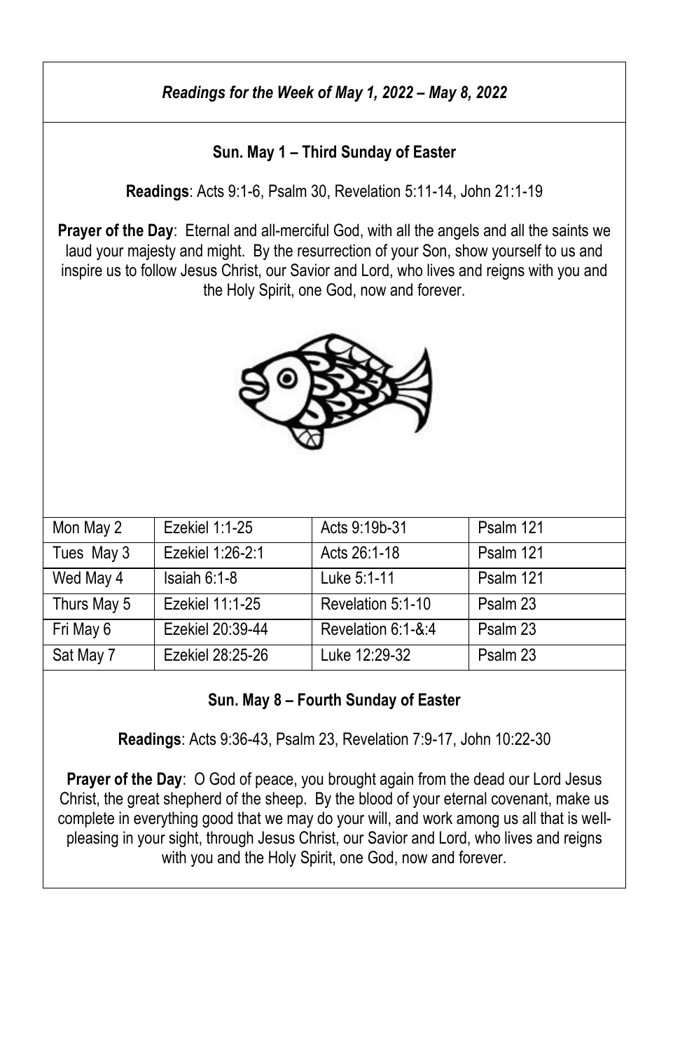*Readings for the Week of May 1, 2022 – May 8, 2022*

**Sun. May 1 – Third Sunday of Easter**

**Readings**: Acts 9:1-6, Psalm 30, Revelation 5:11-14, John 21:1-19

**Prayer of the Day**: Eternal and all-merciful God, with all the angels and all the saints we laud your majesty and might. By the resurrection of your Son, show yourself to us and inspire us to follow Jesus Christ, our Savior and Lord, who lives and reigns with you and the Holy Spirit, one God, now and forever.

| | | | |
|---|---|---|---|
| Mon May 2 | Ezekiel 1:1-25 | Acts 9:19b-31 | Psalm 121 |
| Tues May 3 | Ezekiel 1:26-2:1 | Acts 26:1-18 | Psalm 121 |
| Wed May 4 | Isaiah 6:1-8 | Luke 5:1-11 | Psalm 121 |
| Thurs May 5 | Ezekiel 11:1-25 | Revelation 5:1-10 | Psalm 23 |
| Fri May 6 | Ezekiel 20:39-44 | Revelation 6:1-&:4 | Psalm 23 |
| Sat May 7 | Ezekiel 28:25-26 | Luke 12:29-32 | Psalm 23 |

**Sun. May 8 – Fourth Sunday of Easter**

**Readings**: Acts 9:36-43, Psalm 23, Revelation 7:9-17, John 10:22-30

**Prayer of the Day**: O God of peace, you brought again from the dead our Lord Jesus Christ, the great shepherd of the sheep. By the blood of your eternal covenant, make us complete in everything good that we may do your will, and work among us all that is well-pleasing in your sight, through Jesus Christ, our Savior and Lord, who lives and reigns with you and the Holy Spirit, one God, now and forever.